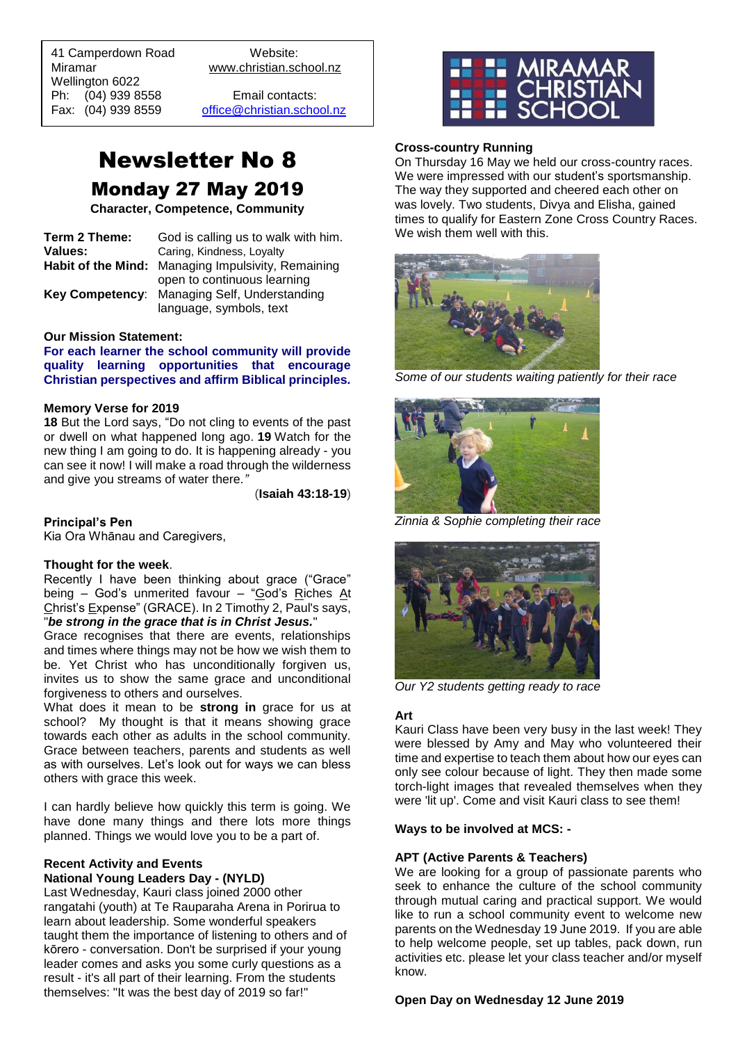41 Camperdown Road
Miramar
Wellington 6022
Ph: (04) 939 8558
Fax: (04) 939 8559

Website:
www.christian.school.nz

Email contacts:
office@christian.school.nz

# Newsletter No 8

## Monday 27 May 2019

**Character, Competence, Community**

| | |
|---|---|
| **Term 2 Theme:** | God is calling us to walk with him. |
| **Values:** | Caring, Kindness, Loyalty |
| **Habit of the Mind:** | Managing Impulsivity, Remaining open to continuous learning |
| **Key Competency**: | Managing Self, Understanding language, symbols, text |

**Our Mission Statement:**

**For each learner the school community will provide quality learning opportunities that encourage Christian perspectives and affirm Biblical principles.**

**Memory Verse for 2019**

**18** But the Lord says, "Do not cling to events of the past or dwell on what happened long ago. **19** Watch for the new thing I am going to do. It is happening already - you can see it now! I will make a road through the wilderness and give you streams of water there."

(**Isaiah 43:18-19**)

**Principal's Pen**

Kia Ora Whānau and Caregivers,

**Thought for the week**.

Recently I have been thinking about grace ("Grace" being – God's unmerited favour – "God's Riches At Christ's Expense" (GRACE). In 2 Timothy 2, Paul's says, "***be strong in the grace that is in Christ Jesus.***"

Grace recognises that there are events, relationships and times where things may not be how we wish them to be. Yet Christ who has unconditionally forgiven us, invites us to show the same grace and unconditional forgiveness to others and ourselves.

What does it mean to be **strong in** grace for us at school? My thought is that it means showing grace towards each other as adults in the school community. Grace between teachers, parents and students as well as with ourselves. Let's look out for ways we can bless others with grace this week.

I can hardly believe how quickly this term is going. We have done many things and there lots more things planned. Things we would love you to be a part of.

**Recent Activity and Events**

**National Young Leaders Day - (NYLD)**

Last Wednesday, Kauri class joined 2000 other rangatahi (youth) at Te Rauparaha Arena in Porirua to learn about leadership. Some wonderful speakers taught them the importance of listening to others and of kōrero - conversation. Don't be surprised if your young leader comes and asks you some curly questions as a result - it's all part of their learning. From the students themselves: "It was the best day of 2019 so far!"

**Cross-country Running**

On Thursday 16 May we held our cross-country races. We were impressed with our student's sportsmanship. The way they supported and cheered each other on was lovely. Two students, Divya and Elisha, gained times to qualify for Eastern Zone Cross Country Races. We wish them well with this.

*Some of our students waiting patiently for their race*

*Zinnia & Sophie completing their race*

*Our Y2 students getting ready to race*

**Art**

Kauri Class have been very busy in the last week! They were blessed by Amy and May who volunteered their time and expertise to teach them about how our eyes can only see colour because of light. They then made some torch-light images that revealed themselves when they were 'lit up'. Come and visit Kauri class to see them!

**Ways to be involved at MCS: -**

**APT (Active Parents & Teachers)**

We are looking for a group of passionate parents who seek to enhance the culture of the school community through mutual caring and practical support. We would like to run a school community event to welcome new parents on the Wednesday 19 June 2019. If you are able to help welcome people, set up tables, pack down, run activities etc. please let your class teacher and/or myself know.

**Open Day on Wednesday 12 June 2019**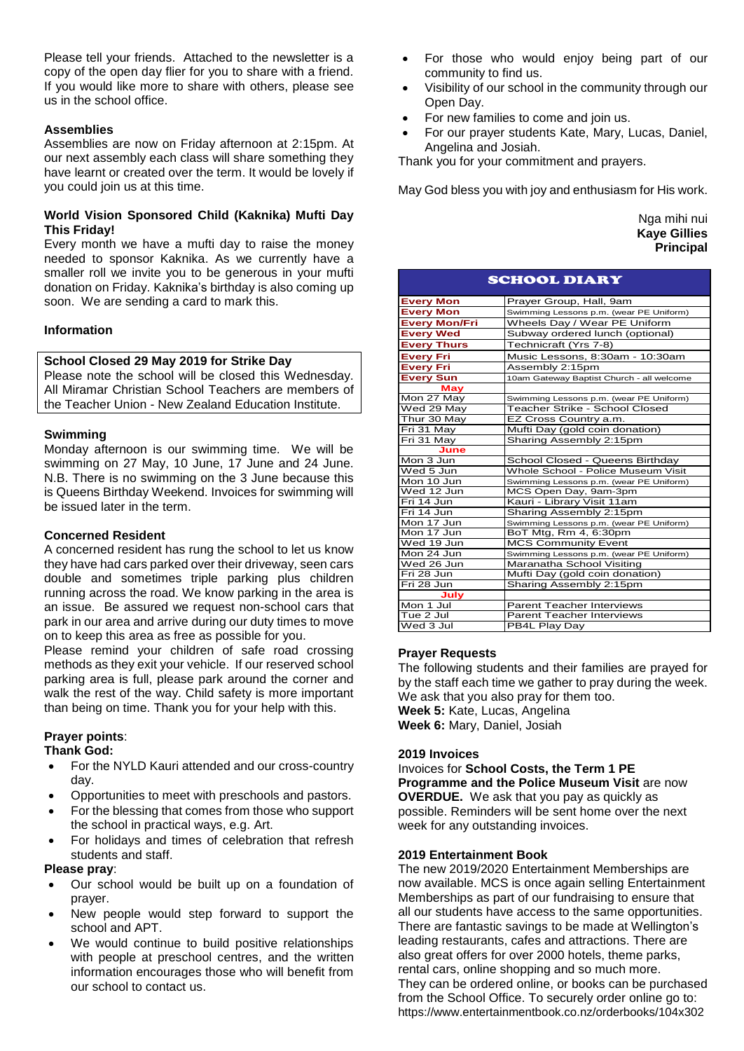Please tell your friends. Attached to the newsletter is a copy of the open day flier for you to share with a friend. If you would like more to share with others, please see us in the school office.

### Assemblies

Assemblies are now on Friday afternoon at 2:15pm. At our next assembly each class will share something they have learnt or created over the term. It would be lovely if you could join us at this time.

### World Vision Sponsored Child (Kaknika) Mufti Day This Friday!

Every month we have a mufti day to raise the money needed to sponsor Kaknika. As we currently have a smaller roll we invite you to be generous in your mufti donation on Friday. Kaknika's birthday is also coming up soon. We are sending a card to mark this.

### Information

**School Closed 29 May 2019 for Strike Day**

Please note the school will be closed this Wednesday. All Miramar Christian School Teachers are members of the Teacher Union - New Zealand Education Institute.

### Swimming

Monday afternoon is our swimming time. We will be swimming on 27 May, 10 June, 17 June and 24 June. N.B. There is no swimming on the 3 June because this is Queens Birthday Weekend. Invoices for swimming will be issued later in the term.

### Concerned Resident

A concerned resident has rung the school to let us know they have had cars parked over their driveway, seen cars double and sometimes triple parking plus children running across the road. We know parking in the area is an issue. Be assured we request non-school cars that park in our area and arrive during our duty times to move on to keep this area as free as possible for you.

Please remind your children of safe road crossing methods as they exit your vehicle. If our reserved school parking area is full, please park around the corner and walk the rest of the way. Child safety is more important than being on time. Thank you for your help with this.

**Prayer points**:

**Thank God:**

- For the NYLD Kauri attended and our cross-country day.
- Opportunities to meet with preschools and pastors.
- For the blessing that comes from those who support the school in practical ways, e.g. Art.
- For holidays and times of celebration that refresh students and staff.

**Please pray**:

- Our school would be built up on a foundation of prayer.
- New people would step forward to support the school and APT.
- We would continue to build positive relationships with people at preschool centres, and the written information encourages those who will benefit from our school to contact us.
- For those who would enjoy being part of our community to find us.
- Visibility of our school in the community through our Open Day.
- For new families to come and join us.
- For our prayer students Kate, Mary, Lucas, Daniel, Angelina and Josiah.

Thank you for your commitment and prayers.

May God bless you with joy and enthusiasm for His work.

Nga mihi nui
**Kaye Gillies**
**Principal**

### SCHOOL DIARY

| | |
|---|---|
| **Every Mon** | Prayer Group, Hall, 9am |
| **Every Mon** | Swimming Lessons p.m. (wear PE Uniform) |
| **Every Mon/Fri** | Wheels Day / Wear PE Uniform |
| **Every Wed** | Subway ordered lunch (optional) |
| **Every Thurs** | Technicraft (Yrs 7-8) |
| **Every Fri** | Music Lessons, 8:30am - 10:30am |
| **Every Fri** | Assembly 2:15pm |
| **Every Sun** | 10am Gateway Baptist Church - all welcome |
| **May** | |
| Mon 27 May | Swimming Lessons p.m. (wear PE Uniform) |
| Wed 29 May | Teacher Strike - School Closed |
| Thur 30 May | EZ Cross Country a.m. |
| Fri 31 May | Mufti Day (gold coin donation) |
| Fri 31 May | Sharing Assembly 2:15pm |
| **June** | |
| Mon 3 Jun | School Closed - Queens Birthday |
| Wed 5 Jun | Whole School - Police Museum Visit |
| Mon 10 Jun | Swimming Lessons p.m. (wear PE Uniform) |
| Wed 12 Jun | MCS Open Day, 9am-3pm |
| Fri 14 Jun | Kauri - Library Visit 11am |
| Fri 14 Jun | Sharing Assembly 2:15pm |
| Mon 17 Jun | Swimming Lessons p.m. (wear PE Uniform) |
| Mon 17 Jun | BoT Mtg, Rm 4, 6:30pm |
| Wed 19 Jun | MCS Community Event |
| Mon 24 Jun | Swimming Lessons p.m. (wear PE Uniform) |
| Wed 26 Jun | Maranatha School Visiting |
| Fri 28 Jun | Mufti Day (gold coin donation) |
| Fri 28 Jun | Sharing Assembly 2:15pm |
| **July** | |
| Mon 1 Jul | Parent Teacher Interviews |
| Tue 2 Jul | Parent Teacher Interviews |
| Wed 3 Jul | PB4L Play Day |

### Prayer Requests

The following students and their families are prayed for by the staff each time we gather to pray during the week. We ask that you also pray for them too.

**Week 5:** Kate, Lucas, Angelina
**Week 6:** Mary, Daniel, Josiah

### 2019 Invoices

Invoices for **School Costs, the Term 1 PE Programme and the Police Museum Visit** are now **OVERDUE.** We ask that you pay as quickly as possible. Reminders will be sent home over the next week for any outstanding invoices.

### 2019 Entertainment Book

The new 2019/2020 Entertainment Memberships are now available. MCS is once again selling Entertainment Memberships as part of our fundraising to ensure that all our students have access to the same opportunities. There are fantastic savings to be made at Wellington's leading restaurants, cafes and attractions. There are also great offers for over 2000 hotels, theme parks, rental cars, online shopping and so much more.

They can be ordered online, or books can be purchased from the School Office. To securely order online go to: https://www.entertainmentbook.co.nz/orderbooks/104x302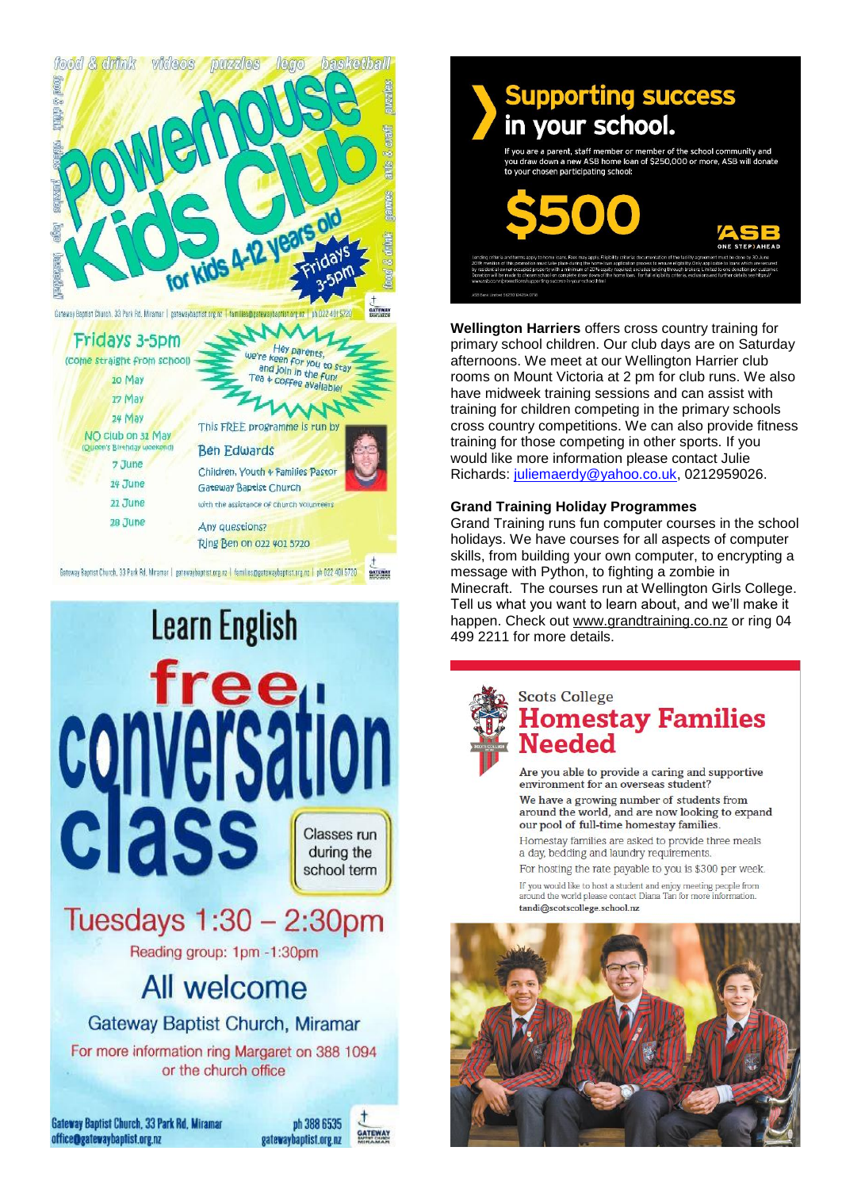food & drink videos puzzles lego basketball

# Powerhouse Kids Club

for kids 4-12 years old

Fridays 3-5pm

Gateway Baptist Church, 33 Park Rd, Miramar | gatewaybaptist.org.nz | families@gatewaybaptist.org.nz | ph 022 401 5720

## Fridays 3-5pm

(come straight from school)

20 May

27 May

24 May

NO club on 31 May (Queen's Birthday weekend)

7 June

14 June

21 June

28 June

Hey parents, we're keen for you to stay and join in the fun! Tea + coffee available!

This FREE programme is run by

Ben Edwards

Children, Youth + Families Pastor

Gateway Baptist Church

with the assistance of church volunteers

Any questions? Ring Ben on 022 401 5720

Gateway Baptist Church, 33 Park Rd, Miramar | gatewaybaptist.org.nz | families@gatewaybaptist.org.nz | ph 022 401 5720

# Learn English

## free conversation class

Classes run during the school term

Tuesdays 1:30 – 2:30pm

Reading group: 1pm -1:30pm

All welcome

Gateway Baptist Church, Miramar

For more information ring Margaret on 388 1094 or the church office

Gateway Baptist Church, 33 Park Rd, Miramar
office@gatewaybaptist.org.nz

ph 388 6535
gatewaybaptist.org.nz

# Supporting success in your school.

If you are a parent, staff member or member of the school community and you draw down a new ASB home loan of $250,000 or more, ASB will donate to your chosen participating school:

$500

ASB ONE STEP AHEAD

**Wellington Harriers** offers cross country training for primary school children. Our club days are on Saturday afternoons. We meet at our Wellington Harrier club rooms on Mount Victoria at 2 pm for club runs. We also have midweek training sessions and can assist with training for children competing in the primary schools cross country competitions. We can also provide fitness training for those competing in other sports. If you would like more information please contact Julie Richards: juliemaerdy@yahoo.co.uk, 0212959026.

**Grand Training Holiday Programmes**

Grand Training runs fun computer courses in the school holidays. We have courses for all aspects of computer skills, from building your own computer, to encrypting a message with Python, to fighting a zombie in Minecraft. The courses run at Wellington Girls College. Tell us what you want to learn about, and we'll make it happen. Check out www.grandtraining.co.nz or ring 04 499 2211 for more details.

Scots College

# Homestay Families Needed

Are you able to provide a caring and supportive environment for an overseas student?

We have a growing number of students from around the world, and are now looking to expand our pool of full-time homestay families.

Homestay families are asked to provide three meals a day, bedding and laundry requirements.

For hosting the rate payable to you is $300 per week.

If you would like to host a student and enjoy meeting people from around the world please contact Diana Tan for more information. tandi@scotscollege.school.nz